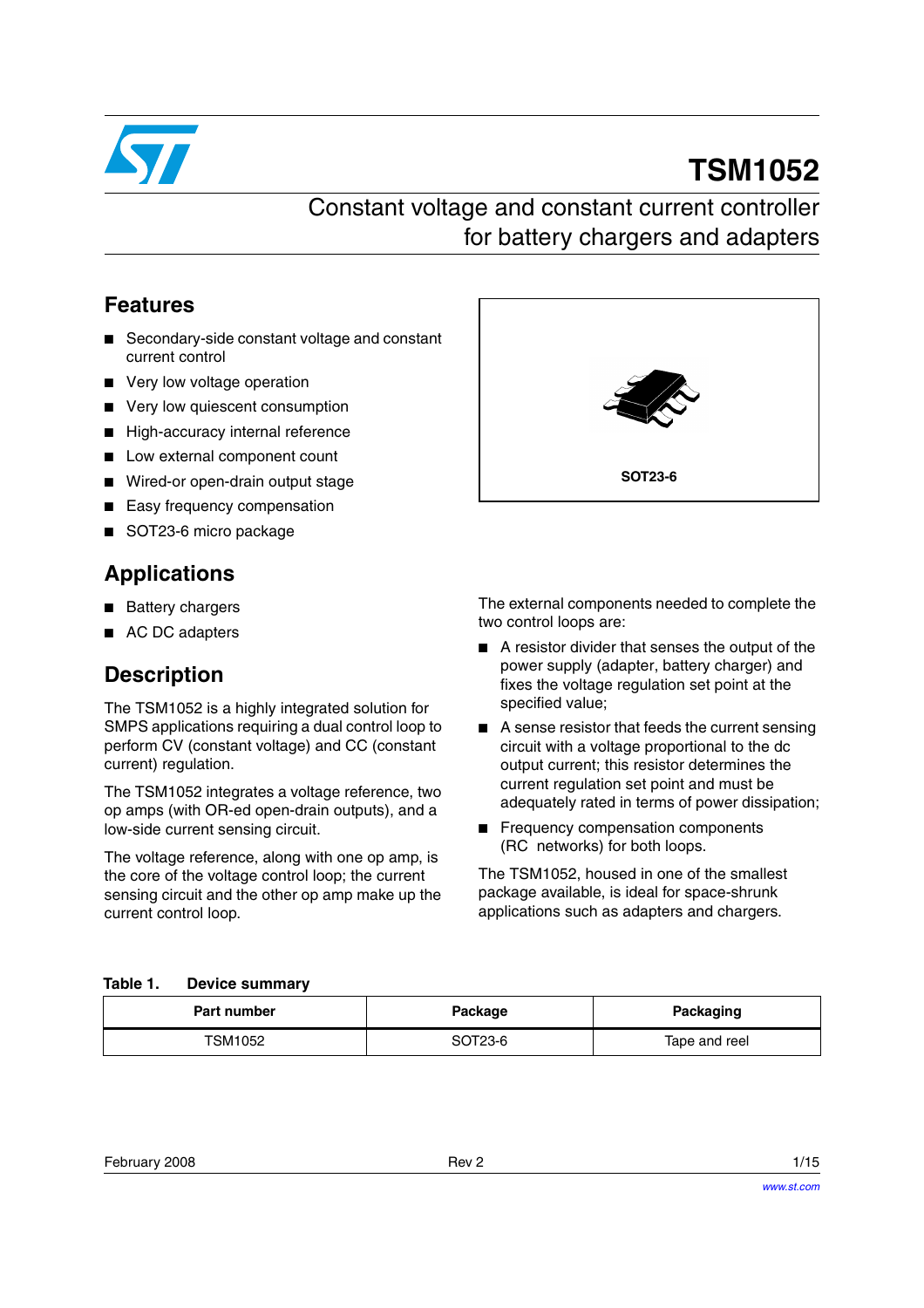# TSM1052

## Constant voltage and constant current controller for battery chargers and adapters

## Features

- Secondary-side constant voltage and constant current control
- Very low voltage operation
- Very low quiescent consumption
- High-accuracy internal reference
- Low external component count
- Wired-or open-drain output stage
- Easy frequency compensation
- SOT23-6 micro package

SOT23-6

## Applications

- Battery chargers
- AC DC adapters

## Description

The TSM1052 is a highly integrated solution for SMPS applications requiring a dual control loop to perform CV (constant voltage) and CC (constant current) regulation.

The TSM1052 integrates a voltage reference, two op amps (with OR-ed open-drain outputs), and a low-side current sensing circuit.

The voltage reference, along with one op amp, is the core of the voltage control loop; the current sensing circuit and the other op amp make up the current control loop.

The external components needed to complete the two control loops are:

- A resistor divider that senses the output of the power supply (adapter, battery charger) and fixes the voltage regulation set point at the specified value;
- A sense resistor that feeds the current sensing circuit with a voltage proportional to the dc output current; this resistor determines the current regulation set point and must be adequately rated in terms of power dissipation;
- Frequency compensation components (RC networks) for both loops.

The TSM1052, housed in one of the smallest package available, is ideal for space-shrunk applications such as adapters and chargers.

**Table 1. Device summary**

| Part number | Package | Packaging |
|---|---|---|
| TSM1052 | SOT23-6 | Tape and reel |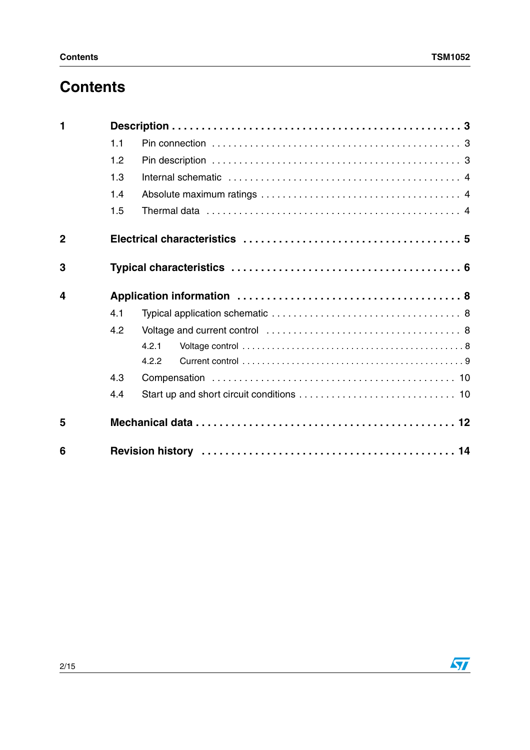# Contents

**1 Description . . . . . . . . . . . . . . . . . . . . . . . . . . . . . . . . . . . . . . . . . . . . . . 3**

- 1.1 Pin connection . . . . . . . . . . . . . . . . . . . . . . . . . . . . . . . . . . . . . . . . . . . 3
- 1.2 Pin description . . . . . . . . . . . . . . . . . . . . . . . . . . . . . . . . . . . . . . . . . . . 3
- 1.3 Internal schematic . . . . . . . . . . . . . . . . . . . . . . . . . . . . . . . . . . . . . . . . 4
- 1.4 Absolute maximum ratings . . . . . . . . . . . . . . . . . . . . . . . . . . . . . . . . . . 4
- 1.5 Thermal data . . . . . . . . . . . . . . . . . . . . . . . . . . . . . . . . . . . . . . . . . . . . 4

**2 Electrical characteristics . . . . . . . . . . . . . . . . . . . . . . . . . . . . . . . . . . . 5**

**3 Typical characteristics . . . . . . . . . . . . . . . . . . . . . . . . . . . . . . . . . . . . 6**

**4 Application information . . . . . . . . . . . . . . . . . . . . . . . . . . . . . . . . . . . 8**

- 4.1 Typical application schematic . . . . . . . . . . . . . . . . . . . . . . . . . . . . . . . . 8
- 4.2 Voltage and current control . . . . . . . . . . . . . . . . . . . . . . . . . . . . . . . . . 8
  - 4.2.1 Voltage control . . . . . . . . . . . . . . . . . . . . . . . . . . . . . . . . . . . . . . . . . 8
  - 4.2.2 Current control . . . . . . . . . . . . . . . . . . . . . . . . . . . . . . . . . . . . . . . . . 9
- 4.3 Compensation . . . . . . . . . . . . . . . . . . . . . . . . . . . . . . . . . . . . . . . . . . . 10
- 4.4 Start up and short circuit conditions . . . . . . . . . . . . . . . . . . . . . . . . . . . 10

**5 Mechanical data . . . . . . . . . . . . . . . . . . . . . . . . . . . . . . . . . . . . . . . . . . 12**

**6 Revision history . . . . . . . . . . . . . . . . . . . . . . . . . . . . . . . . . . . . . . . . . 14**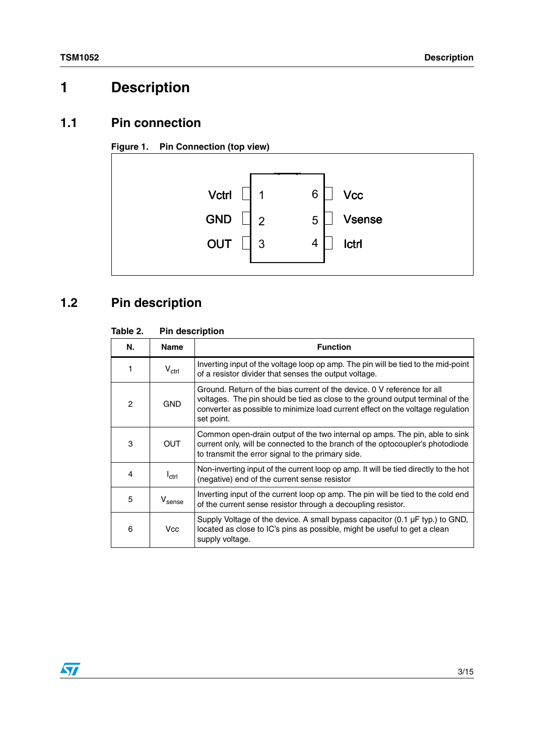# 1 Description

## 1.1 Pin connection

**Figure 1. Pin Connection (top view)**

| Pin | Name | Pin | Name |
|---|---|---|---|
| 1 | Vctrl | 6 | Vcc |
| 2 | GND | 5 | Vsense |
| 3 | OUT | 4 | Ictrl |

## 1.2 Pin description

**Table 2. Pin description**

| N. | Name | Function |
|---|---|---|
| 1 | $V_{ctrl}$ | Inverting input of the voltage loop op amp. The pin will be tied to the mid-point of a resistor divider that senses the output voltage. |
| 2 | GND | Ground. Return of the bias current of the device. 0 V reference for all voltages. The pin should be tied as close to the ground output terminal of the converter as possible to minimize load current effect on the voltage regulation set point. |
| 3 | OUT | Common open-drain output of the two internal op amps. The pin, able to sink current only, will be connected to the branch of the optocoupler's photodiode to transmit the error signal to the primary side. |
| 4 | $I_{ctrl}$ | Non-inverting input of the current loop op amp. It will be tied directly to the hot (negative) end of the current sense resistor |
| 5 | $V_{sense}$ | Inverting input of the current loop op amp. The pin will be tied to the cold end of the current sense resistor through a decoupling resistor. |
| 6 | Vcc | Supply Voltage of the device. A small bypass capacitor (0.1 µF typ.) to GND, located as close to IC's pins as possible, might be useful to get a clean supply voltage. |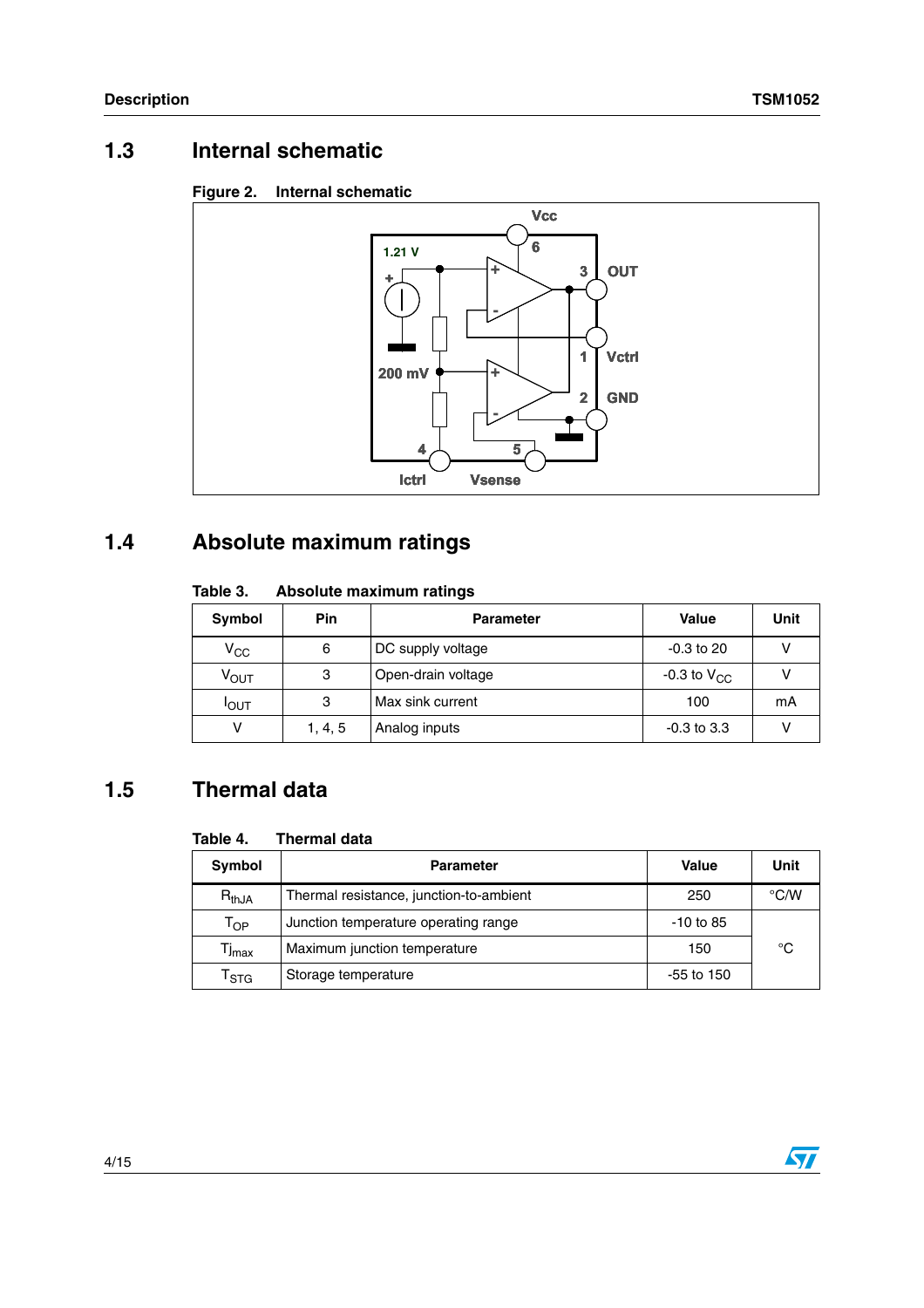## 1.3 Internal schematic

**Figure 2. Internal schematic**

## 1.4 Absolute maximum ratings

**Table 3. Absolute maximum ratings**

| Symbol | Pin | Parameter | Value | Unit |
|---|---|---|---|---|
| $V_{CC}$ | 6 | DC supply voltage | -0.3 to 20 | V |
| $V_{OUT}$ | 3 | Open-drain voltage | -0.3 to $V_{CC}$ | V |
| $I_{OUT}$ | 3 | Max sink current | 100 | mA |
| V | 1, 4, 5 | Analog inputs | -0.3 to 3.3 | V |

## 1.5 Thermal data

**Table 4. Thermal data**

| Symbol | Parameter | Value | Unit |
|---|---|---|---|
| $R_{thJA}$ | Thermal resistance, junction-to-ambient | 250 | °C/W |
| $T_{OP}$ | Junction temperature operating range | -10 to 85 | °C |
| $Tj_{max}$ | Maximum junction temperature | 150 | °C |
| $T_{STG}$ | Storage temperature | -55 to 150 | °C |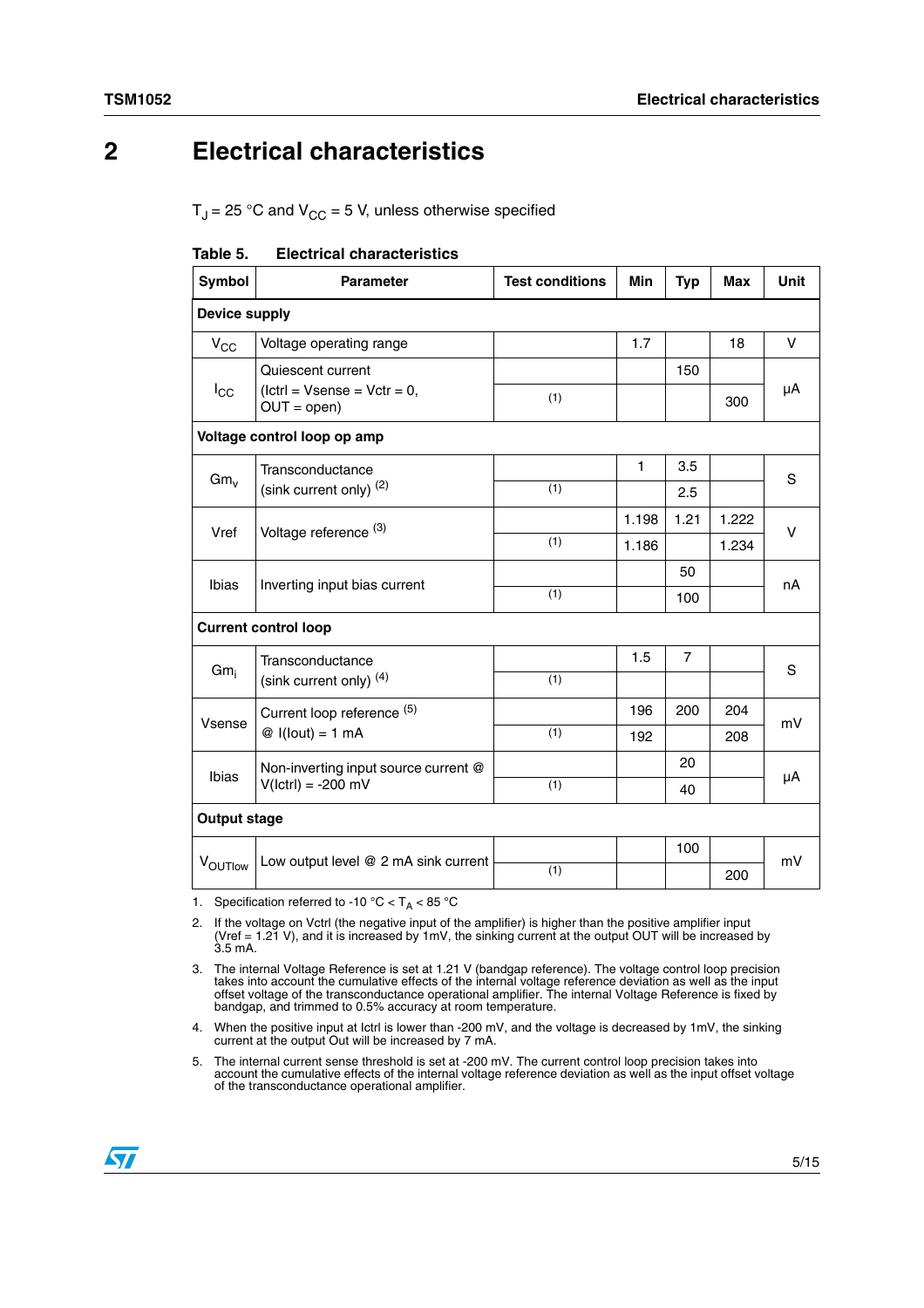# 2 Electrical characteristics

$T_J = 25\ °C$ and $V_{CC} = 5\ V$, unless otherwise specified

**Table 5. Electrical characteristics**

| Symbol | Parameter | Test conditions | Min | Typ | Max | Unit |
|---|---|---|---|---|---|---|
| **Device supply** | | | | | | |
| $V_{CC}$ | Voltage operating range | | 1.7 | | 18 | V |
| $I_{CC}$ | Quiescent current (Ictrl = Vsense = Vctr = 0, OUT = open) | | | 150 | | µA |
| | | (1) | | | 300 | |
| **Voltage control loop op amp** | | | | | | |
| $Gm_v$ | Transconductance (sink current only) [2] | | 1 | 3.5 | | S |
| | | (1) | | 2.5 | | |
| Vref | Voltage reference [3] | | 1.198 | 1.21 | 1.222 | V |
| | | (1) | 1.186 | | 1.234 | |
| Ibias | Inverting input bias current | | | 50 | | nA |
| | | (1) | | 100 | | |
| **Current control loop** | | | | | | |
| $Gm_i$ | Transconductance (sink current only) [4] | | 1.5 | 7 | | S |
| | | (1) | | | | |
| Vsense | Current loop reference [5] @ I(Iout) = 1 mA | | 196 | 200 | 204 | mV |
| | | (1) | 192 | | 208 | |
| Ibias | Non-inverting input source current @ V(Ictrl) = -200 mV | | | 20 | | µA |
| | | (1) | | 40 | | |
| **Output stage** | | | | | | |
| $V_{OUTlow}$ | Low output level @ 2 mA sink current | | | 100 | | mV |
| | | (1) | | | 200 | |

1. Specification referred to -10 °C < $T_A$ < 85 °C
2. If the voltage on Vctrl (the negative input of the amplifier) is higher than the positive amplifier input (Vref = 1.21 V), and it is increased by 1mV, the sinking current at the output OUT will be increased by 3.5 mA.
3. The internal Voltage Reference is set at 1.21 V (bandgap reference). The voltage control loop precision takes into account the cumulative effects of the internal voltage reference deviation as well as the input offset voltage of the transconductance operational amplifier. The internal Voltage Reference is fixed by bandgap, and trimmed to 0.5% accuracy at room temperature.
4. When the positive input at Ictrl is lower than -200 mV, and the voltage is decreased by 1mV, the sinking current at the output Out will be increased by 7 mA.
5. The internal current sense threshold is set at -200 mV. The current control loop precision takes into account the cumulative effects of the internal voltage reference deviation as well as the input offset voltage of the transconductance operational amplifier.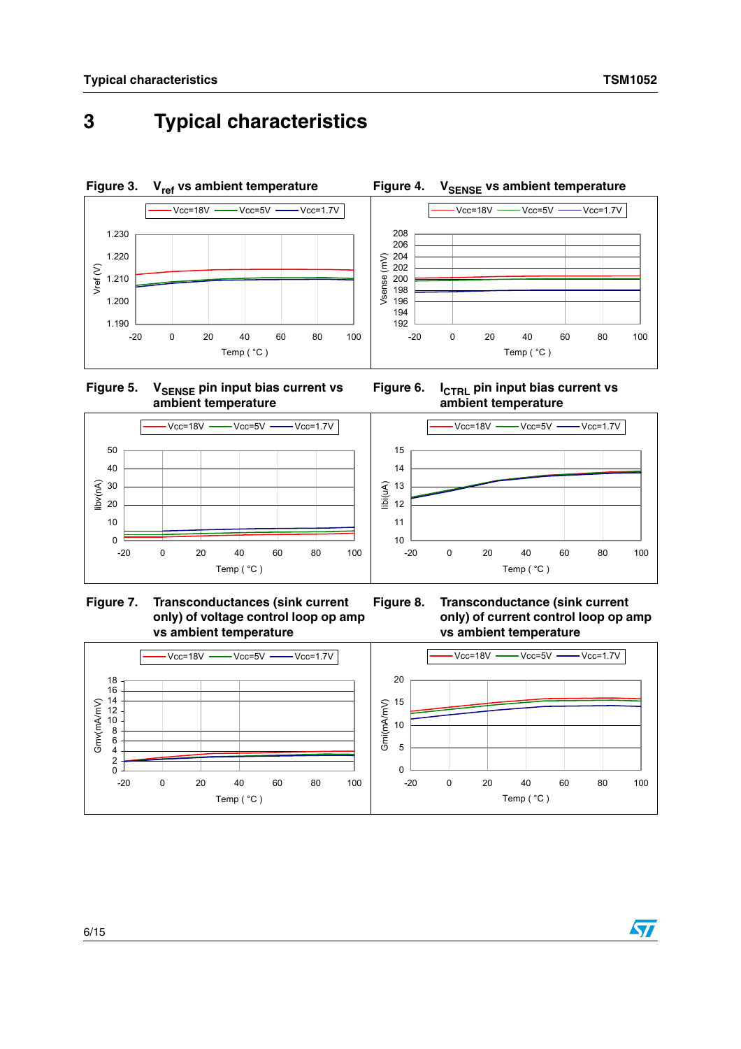# 3 Typical characteristics

**Figure 3.** $V_{ref}$ vs ambient temperature

**Figure 4.** $V_{SENSE}$ vs ambient temperature

**Figure 5.** $V_{SENSE}$ pin input bias current vs ambient temperature

**Figure 6.** $I_{CTRL}$ pin input bias current vs ambient temperature

**Figure 7.** Transconductances (sink current only) of voltage control loop op amp vs ambient temperature

**Figure 8.** Transconductance (sink current only) of current control loop op amp vs ambient temperature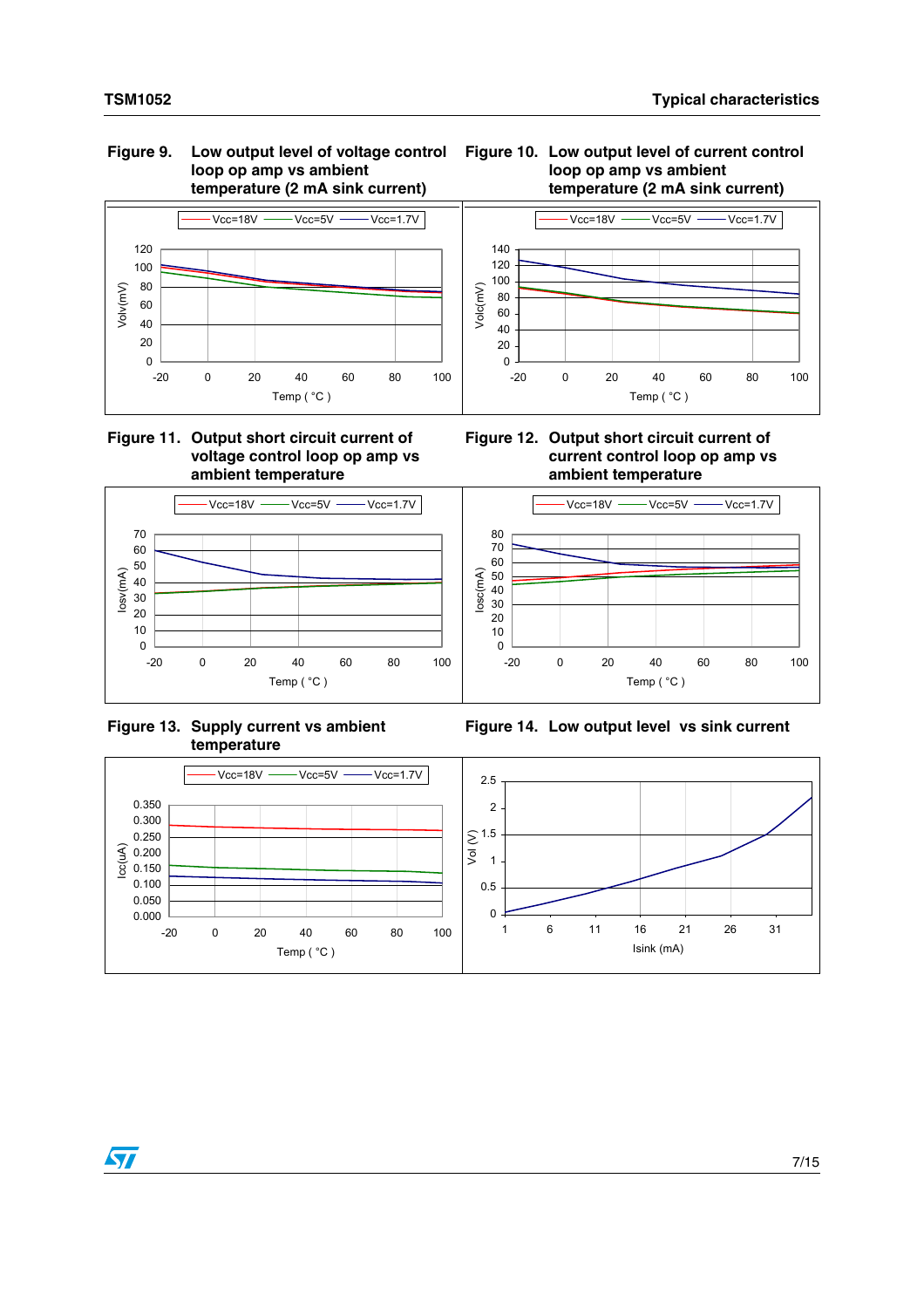**Figure 9. Low output level of voltage control loop op amp vs ambient temperature (2 mA sink current)**

**Figure 10. Low output level of current control loop op amp vs ambient temperature (2 mA sink current)**

**Figure 11. Output short circuit current of voltage control loop op amp vs ambient temperature**

**Figure 12. Output short circuit current of current control loop op amp vs ambient temperature**

**Figure 13. Supply current vs ambient temperature**

**Figure 14. Low output level vs sink current**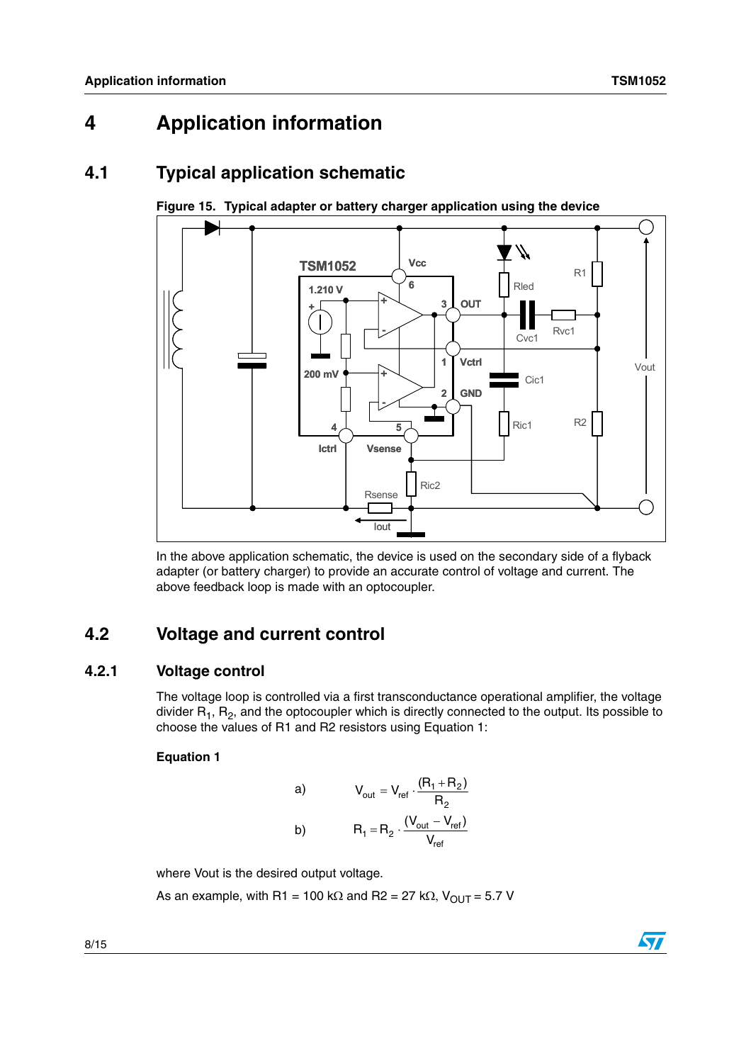# 4 Application information

## 4.1 Typical application schematic

**Figure 15. Typical adapter or battery charger application using the device**

In the above application schematic, the device is used on the secondary side of a flyback adapter (or battery charger) to provide an accurate control of voltage and current. The above feedback loop is made with an optocoupler.

## 4.2 Voltage and current control

### 4.2.1 Voltage control

The voltage loop is controlled via a first transconductance operational amplifier, the voltage divider $R_1$, $R_2$, and the optocoupler which is directly connected to the output. Its possible to choose the values of R1 and R2 resistors using Equation 1:

**Equation 1**

a) $$V_{out} = V_{ref} \cdot \frac{(R_1 + R_2)}{R_2}$$

b) $$R_1 = R_2 \cdot \frac{(V_{out} - V_{ref})}{V_{ref}}$$

where Vout is the desired output voltage.

As an example, with R1 = 100 kΩ and R2 = 27 kΩ, $V_{OUT}$ = 5.7 V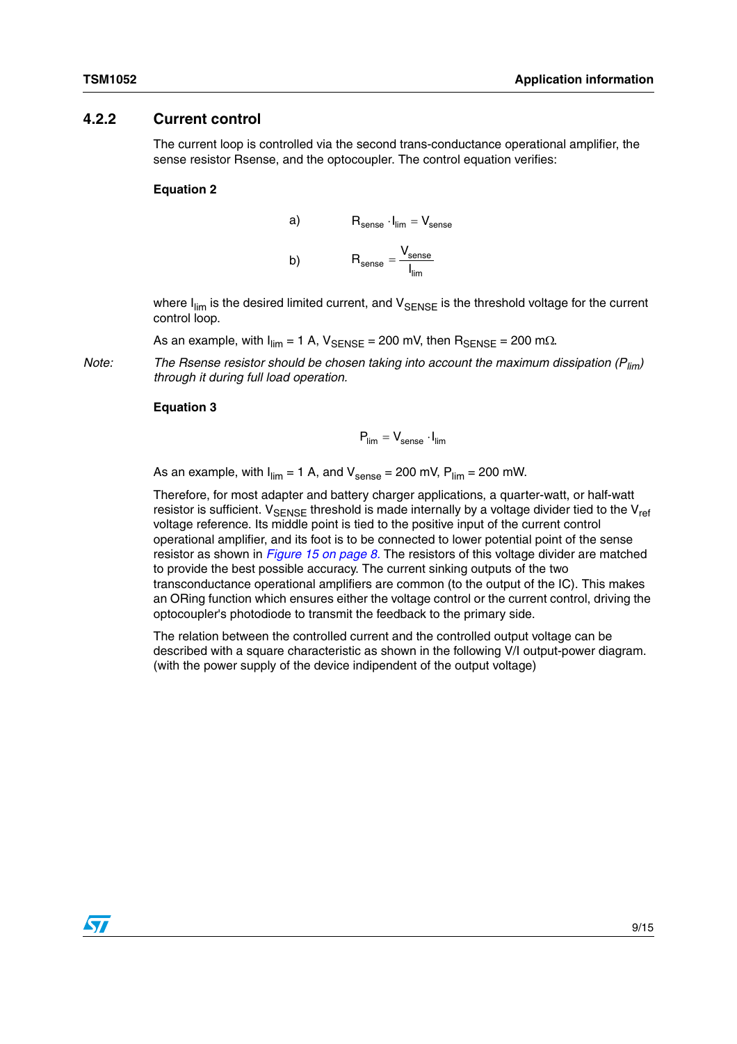### 4.2.2 Current control

The current loop is controlled via the second trans-conductance operational amplifier, the sense resistor Rsense, and the optocoupler. The control equation verifies:

**Equation 2**

$$\text{a)} \quad R_{sense} \cdot I_{lim} = V_{sense}$$

$$\text{b)} \quad R_{sense} = \frac{V_{sense}}{I_{lim}}$$

where $I_{lim}$ is the desired limited current, and $V_{SENSE}$ is the threshold voltage for the current control loop.

As an example, with $I_{lim}$ = 1 A, $V_{SENSE}$ = 200 mV, then $R_{SENSE}$ = 200 mΩ.

Note: *The Rsense resistor should be chosen taking into account the maximum dissipation ($P_{lim}$) through it during full load operation.*

**Equation 3**

$$P_{lim} = V_{sense} \cdot I_{lim}$$

As an example, with $I_{lim}$ = 1 A, and $V_{sense}$ = 200 mV, $P_{lim}$ = 200 mW.

Therefore, for most adapter and battery charger applications, a quarter-watt, or half-watt resistor is sufficient. $V_{SENSE}$ threshold is made internally by a voltage divider tied to the $V_{ref}$ voltage reference. Its middle point is tied to the positive input of the current control operational amplifier, and its foot is to be connected to lower potential point of the sense resistor as shown in *Figure 15 on page 8*. The resistors of this voltage divider are matched to provide the best possible accuracy. The current sinking outputs of the two transconductance operational amplifiers are common (to the output of the IC). This makes an ORing function which ensures either the voltage control or the current control, driving the optocoupler's photodiode to transmit the feedback to the primary side.

The relation between the controlled current and the controlled output voltage can be described with a square characteristic as shown in the following V/I output-power diagram. (with the power supply of the device independent of the output voltage)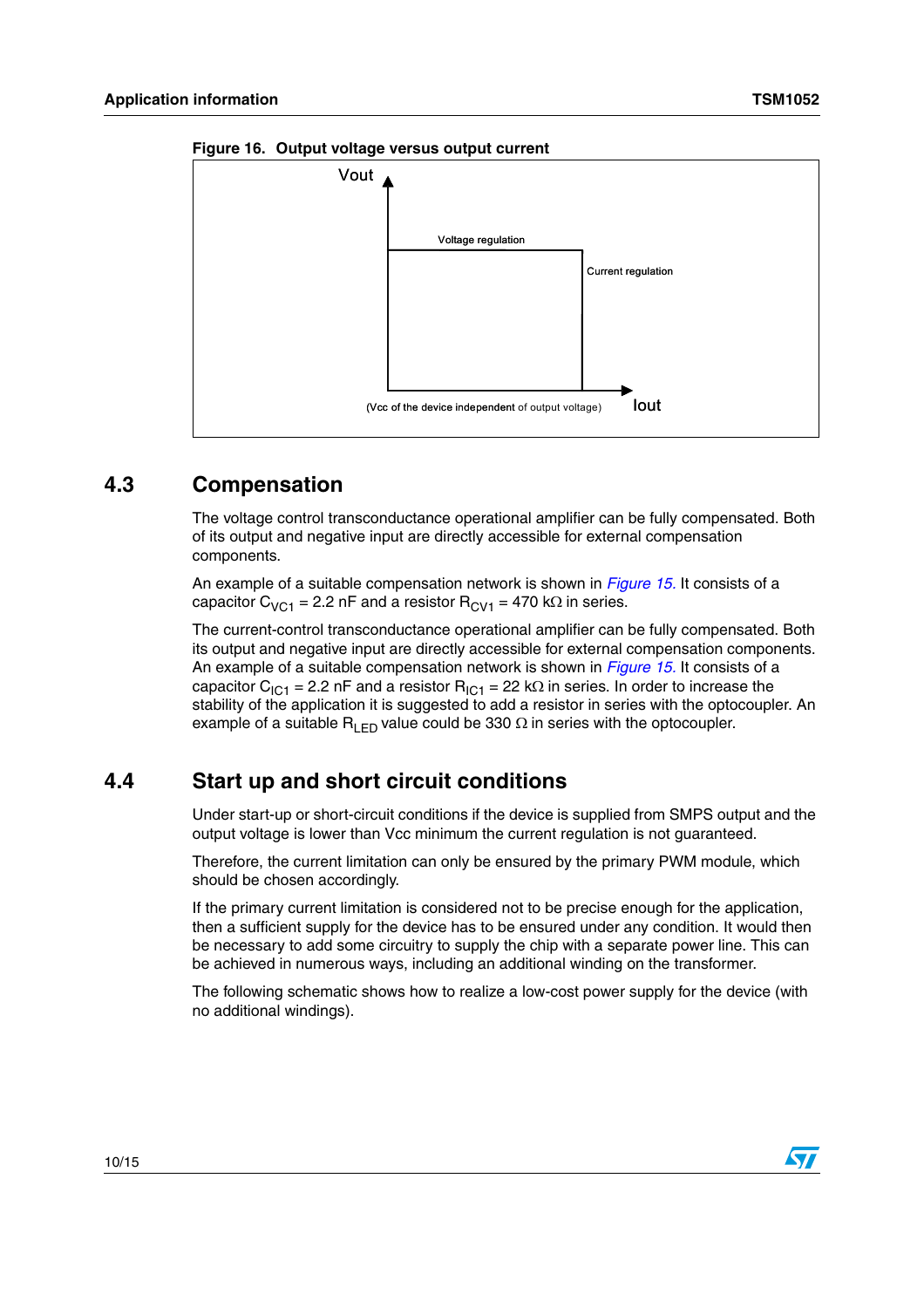**Figure 16. Output voltage versus output current**

Vout

Voltage regulation

Current regulation

(Vcc of the device independent of output voltage)

Iout

## 4.3 Compensation

The voltage control transconductance operational amplifier can be fully compensated. Both of its output and negative input are directly accessible for external compensation components.

An example of a suitable compensation network is shown in *Figure 15.* It consists of a capacitor $C_{VC1}$ = 2.2 nF and a resistor $R_{CV1}$ = 470 kΩ in series.

The current-control transconductance operational amplifier can be fully compensated. Both its output and negative input are directly accessible for external compensation components. An example of a suitable compensation network is shown in *Figure 15.* It consists of a capacitor $C_{IC1}$ = 2.2 nF and a resistor $R_{IC1}$ = 22 kΩ in series. In order to increase the stability of the application it is suggested to add a resistor in series with the optocoupler. An example of a suitable $R_{LED}$ value could be 330 Ω in series with the optocoupler.

## 4.4 Start up and short circuit conditions

Under start-up or short-circuit conditions if the device is supplied from SMPS output and the output voltage is lower than Vcc minimum the current regulation is not guaranteed.

Therefore, the current limitation can only be ensured by the primary PWM module, which should be chosen accordingly.

If the primary current limitation is considered not to be precise enough for the application, then a sufficient supply for the device has to be ensured under any condition. It would then be necessary to add some circuitry to supply the chip with a separate power line. This can be achieved in numerous ways, including an additional winding on the transformer.

The following schematic shows how to realize a low-cost power supply for the device (with no additional windings).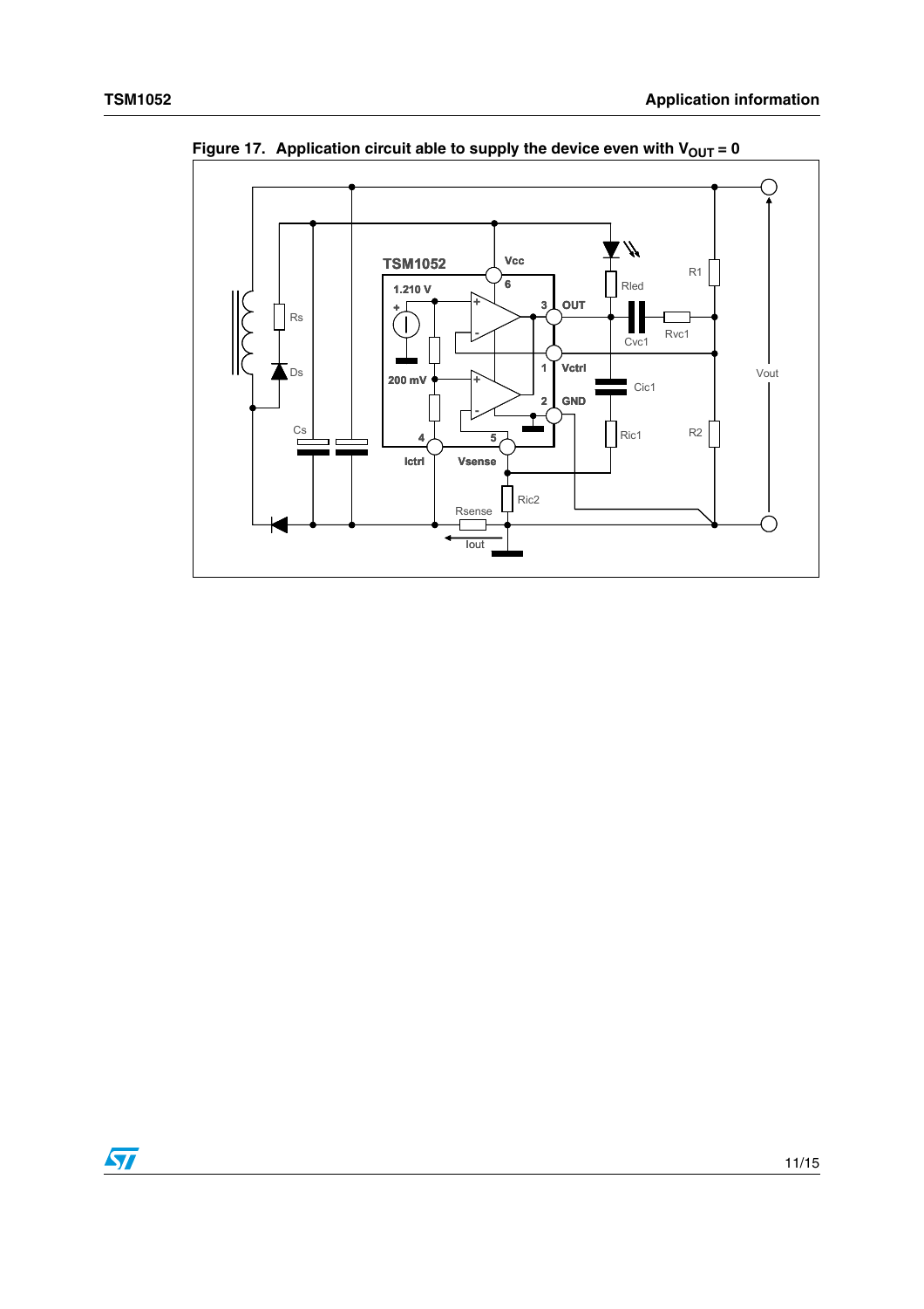**Figure 17. Application circuit able to supply the device even with $V_{OUT} = 0$**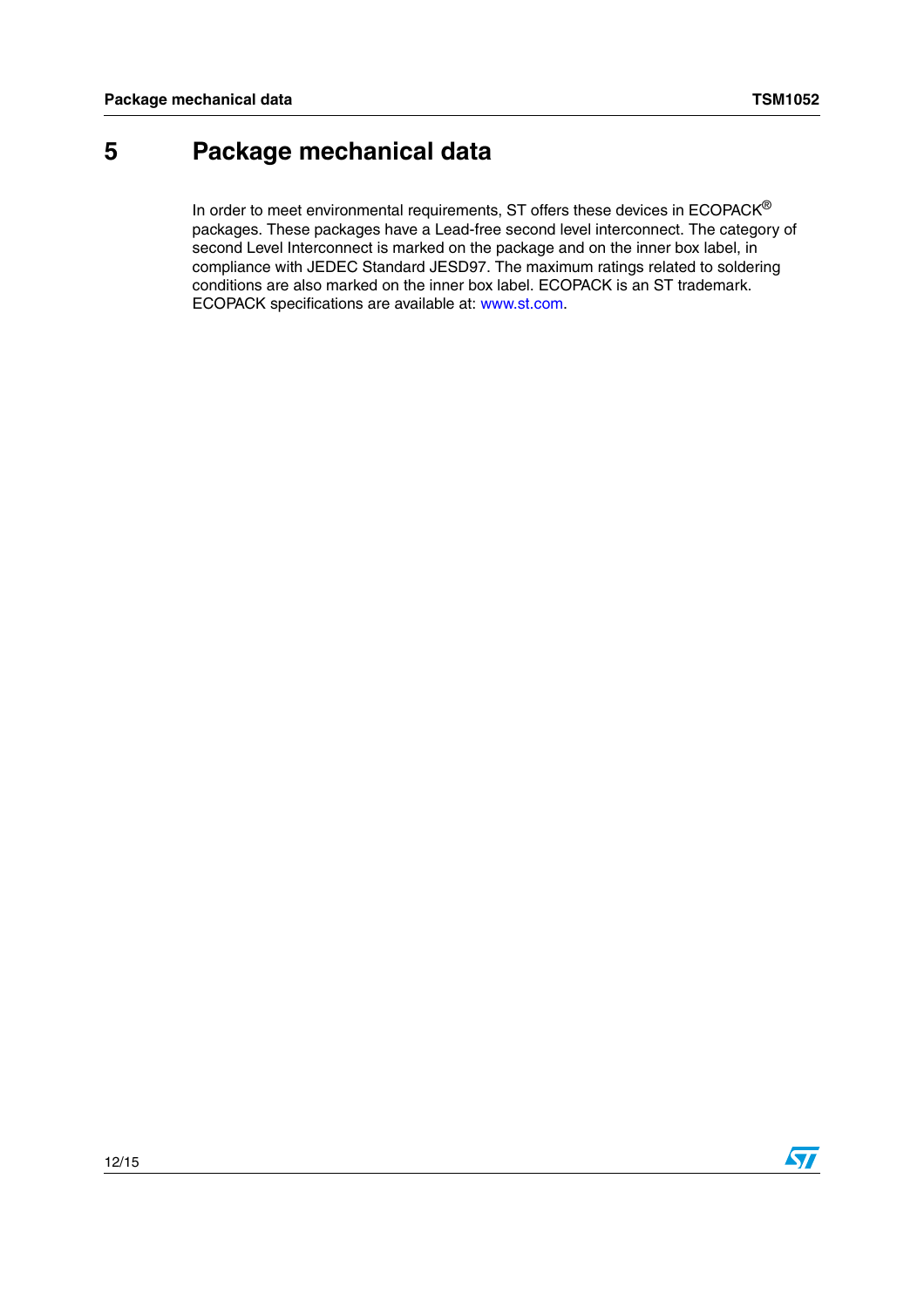# 5 Package mechanical data

In order to meet environmental requirements, ST offers these devices in ECOPACK® packages. These packages have a Lead-free second level interconnect. The category of second Level Interconnect is marked on the package and on the inner box label, in compliance with JEDEC Standard JESD97. The maximum ratings related to soldering conditions are also marked on the inner box label. ECOPACK is an ST trademark. ECOPACK specifications are available at: www.st.com.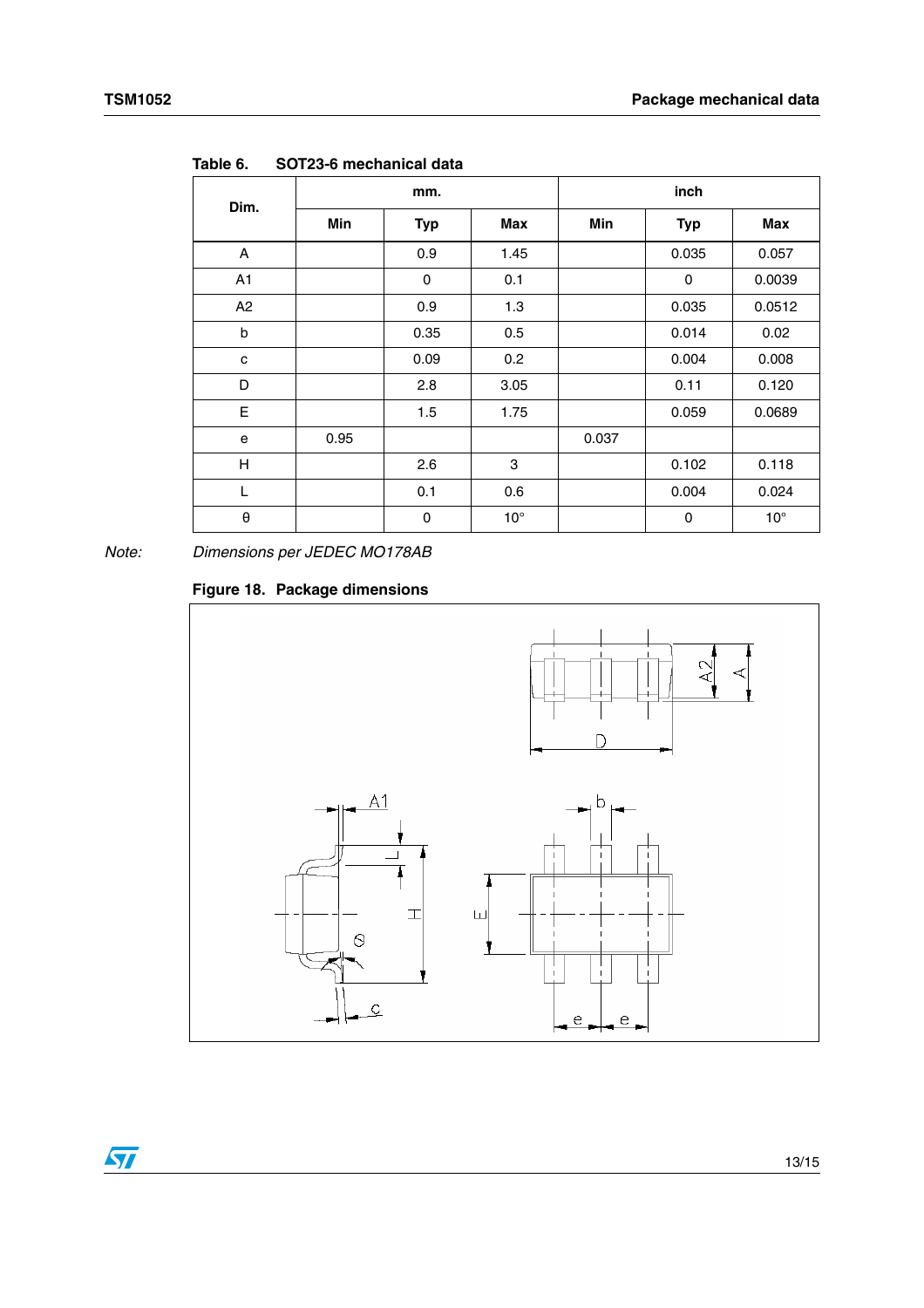Table 6. SOT23-6 mechanical data

| Dim. | mm. | | | inch | | |
|---|---|---|---|---|---|---|
| | Min | Typ | Max | Min | Typ | Max |
| A | | 0.9 | 1.45 | | 0.035 | 0.057 |
| A1 | | 0 | 0.1 | | 0 | 0.0039 |
| A2 | | 0.9 | 1.3 | | 0.035 | 0.0512 |
| b | | 0.35 | 0.5 | | 0.014 | 0.02 |
| c | | 0.09 | 0.2 | | 0.004 | 0.008 |
| D | | 2.8 | 3.05 | | 0.11 | 0.120 |
| E | | 1.5 | 1.75 | | 0.059 | 0.0689 |
| e | 0.95 | | | 0.037 | | |
| H | | 2.6 | 3 | | 0.102 | 0.118 |
| L | | 0.1 | 0.6 | | 0.004 | 0.024 |
| θ | | 0 | 10° | | 0 | 10° |

*Note: Dimensions per JEDEC MO178AB*

**Figure 18. Package dimensions**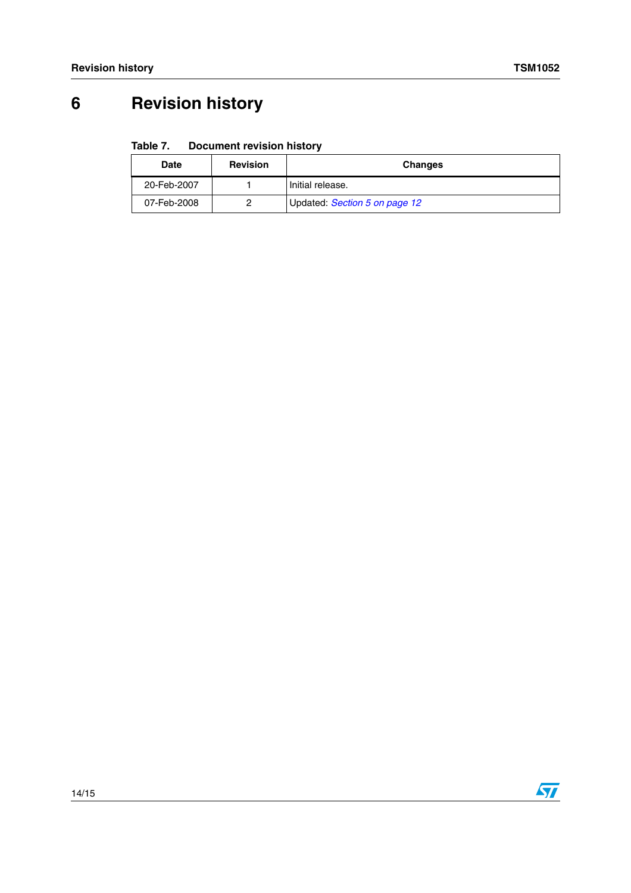# 6 Revision history

**Table 7. Document revision history**

| Date | Revision | Changes |
| --- | --- | --- |
| 20-Feb-2007 | 1 | Initial release. |
| 07-Feb-2008 | 2 | Updated: *Section 5 on page 12* |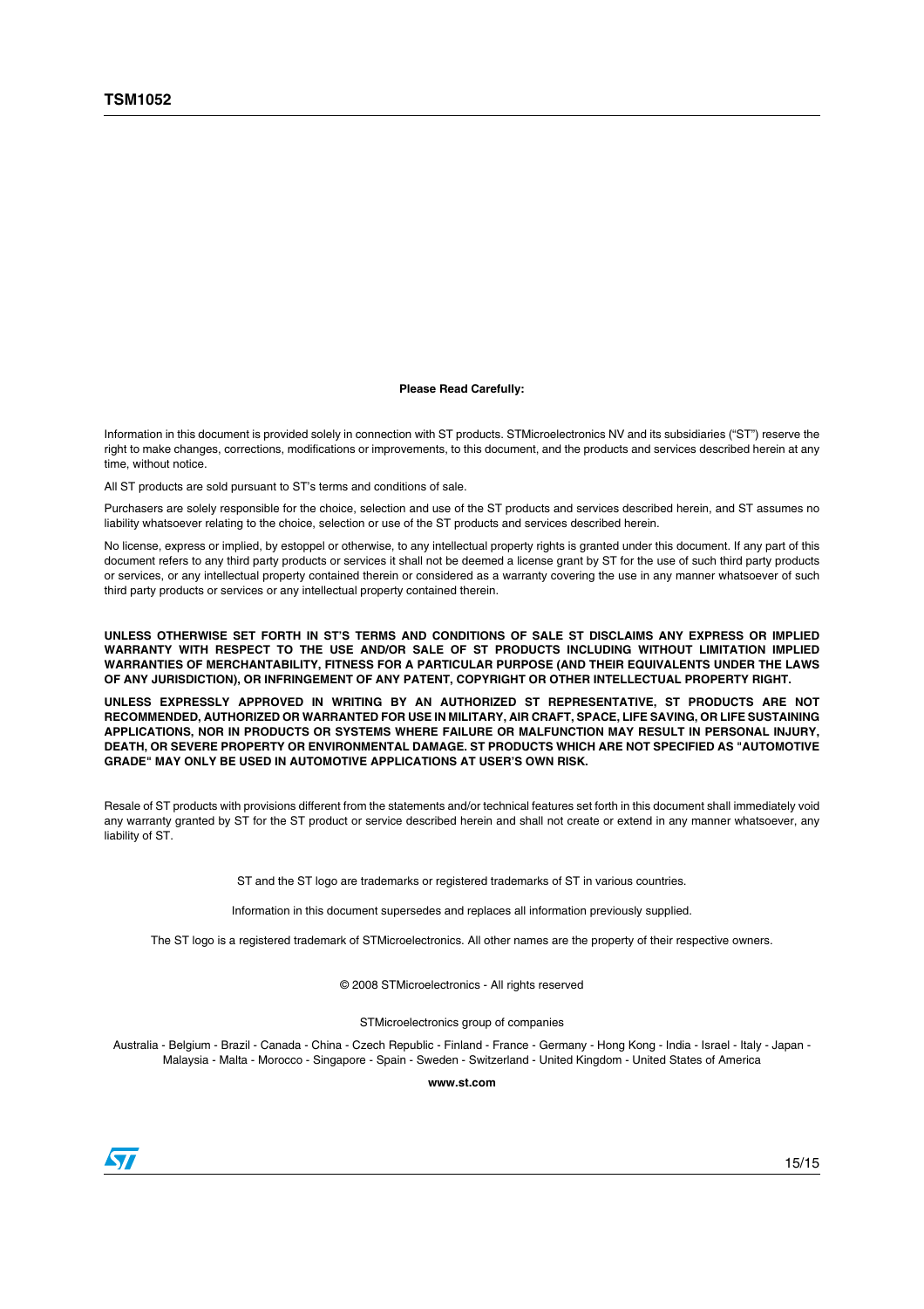**Please Read Carefully:**

Information in this document is provided solely in connection with ST products. STMicroelectronics NV and its subsidiaries (“ST”) reserve the right to make changes, corrections, modifications or improvements, to this document, and the products and services described herein at any time, without notice.

All ST products are sold pursuant to ST’s terms and conditions of sale.

Purchasers are solely responsible for the choice, selection and use of the ST products and services described herein, and ST assumes no liability whatsoever relating to the choice, selection or use of the ST products and services described herein.

No license, express or implied, by estoppel or otherwise, to any intellectual property rights is granted under this document. If any part of this document refers to any third party products or services it shall not be deemed a license grant by ST for the use of such third party products or services, or any intellectual property contained therein or considered as a warranty covering the use in any manner whatsoever of such third party products or services or any intellectual property contained therein.

**UNLESS OTHERWISE SET FORTH IN ST’S TERMS AND CONDITIONS OF SALE ST DISCLAIMS ANY EXPRESS OR IMPLIED WARRANTY WITH RESPECT TO THE USE AND/OR SALE OF ST PRODUCTS INCLUDING WITHOUT LIMITATION IMPLIED WARRANTIES OF MERCHANTABILITY, FITNESS FOR A PARTICULAR PURPOSE (AND THEIR EQUIVALENTS UNDER THE LAWS OF ANY JURISDICTION), OR INFRINGEMENT OF ANY PATENT, COPYRIGHT OR OTHER INTELLECTUAL PROPERTY RIGHT.**

**UNLESS EXPRESSLY APPROVED IN WRITING BY AN AUTHORIZED ST REPRESENTATIVE, ST PRODUCTS ARE NOT RECOMMENDED, AUTHORIZED OR WARRANTED FOR USE IN MILITARY, AIR CRAFT, SPACE, LIFE SAVING, OR LIFE SUSTAINING APPLICATIONS, NOR IN PRODUCTS OR SYSTEMS WHERE FAILURE OR MALFUNCTION MAY RESULT IN PERSONAL INJURY, DEATH, OR SEVERE PROPERTY OR ENVIRONMENTAL DAMAGE. ST PRODUCTS WHICH ARE NOT SPECIFIED AS "AUTOMOTIVE GRADE" MAY ONLY BE USED IN AUTOMOTIVE APPLICATIONS AT USER’S OWN RISK.**

Resale of ST products with provisions different from the statements and/or technical features set forth in this document shall immediately void any warranty granted by ST for the ST product or service described herein and shall not create or extend in any manner whatsoever, any liability of ST.

ST and the ST logo are trademarks or registered trademarks of ST in various countries.

Information in this document supersedes and replaces all information previously supplied.

The ST logo is a registered trademark of STMicroelectronics. All other names are the property of their respective owners.

© 2008 STMicroelectronics - All rights reserved

STMicroelectronics group of companies

Australia - Belgium - Brazil - Canada - China - Czech Republic - Finland - France - Germany - Hong Kong - India - Israel - Italy - Japan - Malaysia - Malta - Morocco - Singapore - Spain - Sweden - Switzerland - United Kingdom - United States of America

**www.st.com**